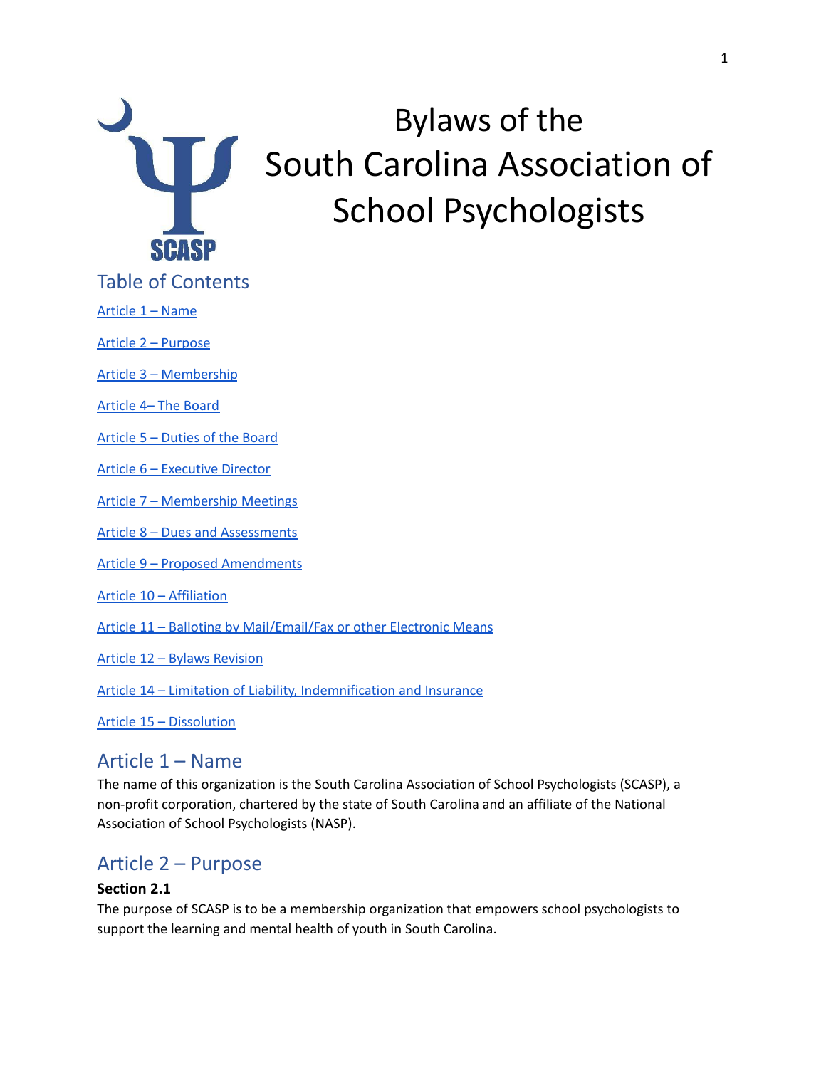# Bylaws of the South Carolina Association of School Psychologists

## Table of Contents

Article 1 – Name

Article 2 – Purpose

Article 3 – Membership

Article 4– The Board

Article 5 – Duties of the Board

Article 6 – Executive Director

Article 7 – Membership Meetings

Article 8 – Dues and Assessments

Article 9 – Proposed Amendments

Article 10 – Affiliation

Article 11 – Balloting by Mail/Email/Fax or other Electronic Means

Article 12 – Bylaws Revision

Article 14 – Limitation of Liability, Indemnification and Insurance

Article 15 – Dissolution

## Article 1 – Name

The name of this organization is the South Carolina Association of School Psychologists (SCASP), a non-profit corporation, chartered by the state of South Carolina and an affiliate of the National Association of School Psychologists (NASP).

## Article 2 – Purpose

**Section 2.1**

The purpose of SCASP is to be a membership organization that empowers school psychologists to support the learning and mental health of youth in South Carolina.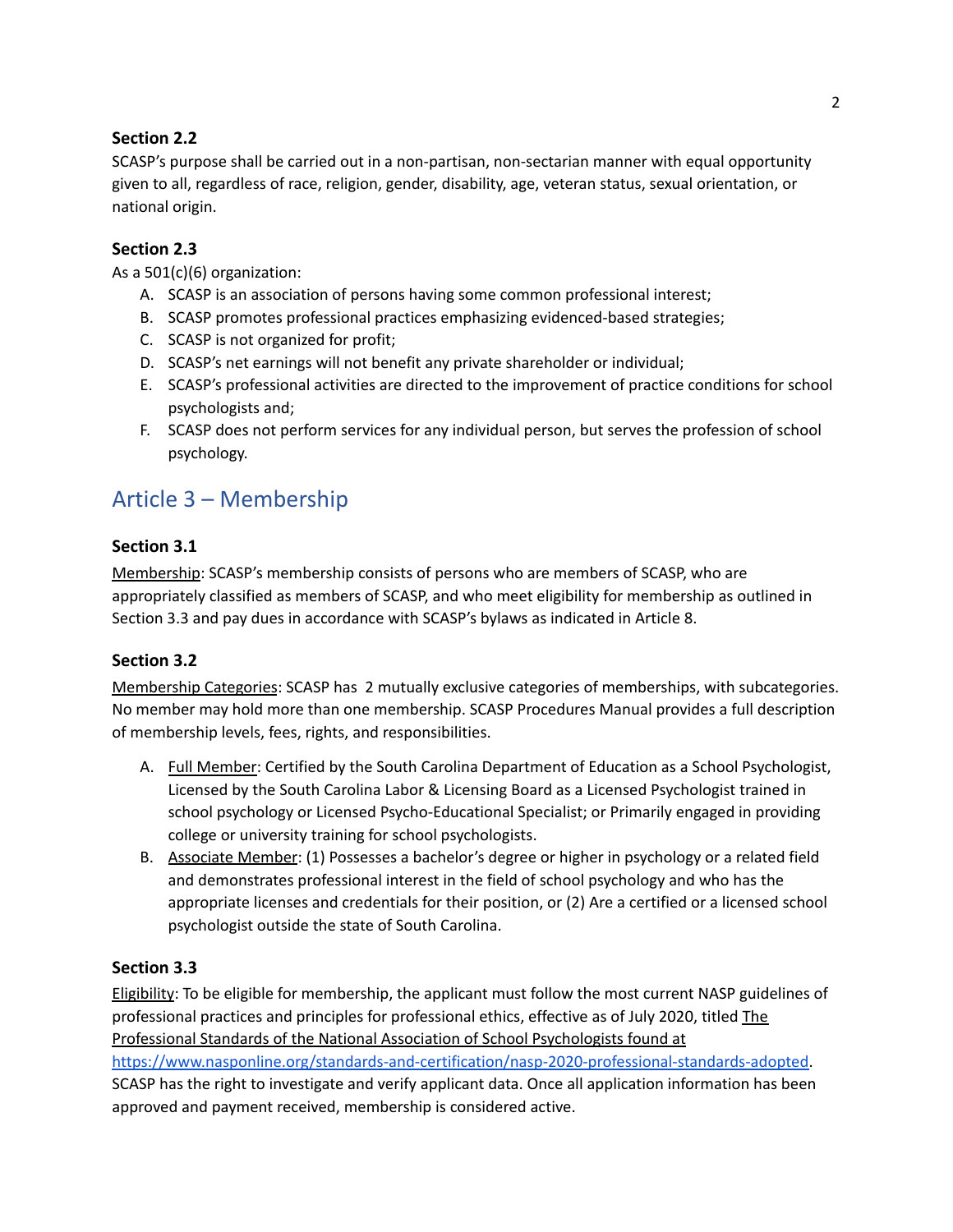### Section 2.2

SCASP's purpose shall be carried out in a non-partisan, non-sectarian manner with equal opportunity given to all, regardless of race, religion, gender, disability, age, veteran status, sexual orientation, or national origin.

### Section 2.3

As a 501(c)(6) organization:

A. SCASP is an association of persons having some common professional interest;
B. SCASP promotes professional practices emphasizing evidenced-based strategies;
C. SCASP is not organized for profit;
D. SCASP's net earnings will not benefit any private shareholder or individual;
E. SCASP's professional activities are directed to the improvement of practice conditions for school psychologists and;
F. SCASP does not perform services for any individual person, but serves the profession of school psychology.

## Article 3 – Membership

### Section 3.1

Membership: SCASP's membership consists of persons who are members of SCASP, who are appropriately classified as members of SCASP, and who meet eligibility for membership as outlined in Section 3.3 and pay dues in accordance with SCASP's bylaws as indicated in Article 8.

### Section 3.2

Membership Categories: SCASP has 2 mutually exclusive categories of memberships, with subcategories. No member may hold more than one membership. SCASP Procedures Manual provides a full description of membership levels, fees, rights, and responsibilities.

A. Full Member: Certified by the South Carolina Department of Education as a School Psychologist, Licensed by the South Carolina Labor & Licensing Board as a Licensed Psychologist trained in school psychology or Licensed Psycho-Educational Specialist; or Primarily engaged in providing college or university training for school psychologists.
B. Associate Member: (1) Possesses a bachelor's degree or higher in psychology or a related field and demonstrates professional interest in the field of school psychology and who has the appropriate licenses and credentials for their position, or (2) Are a certified or a licensed school psychologist outside the state of South Carolina.

### Section 3.3

Eligibility: To be eligible for membership, the applicant must follow the most current NASP guidelines of professional practices and principles for professional ethics, effective as of July 2020, titled The Professional Standards of the National Association of School Psychologists found at https://www.nasponline.org/standards-and-certification/nasp-2020-professional-standards-adopted. SCASP has the right to investigate and verify applicant data. Once all application information has been approved and payment received, membership is considered active.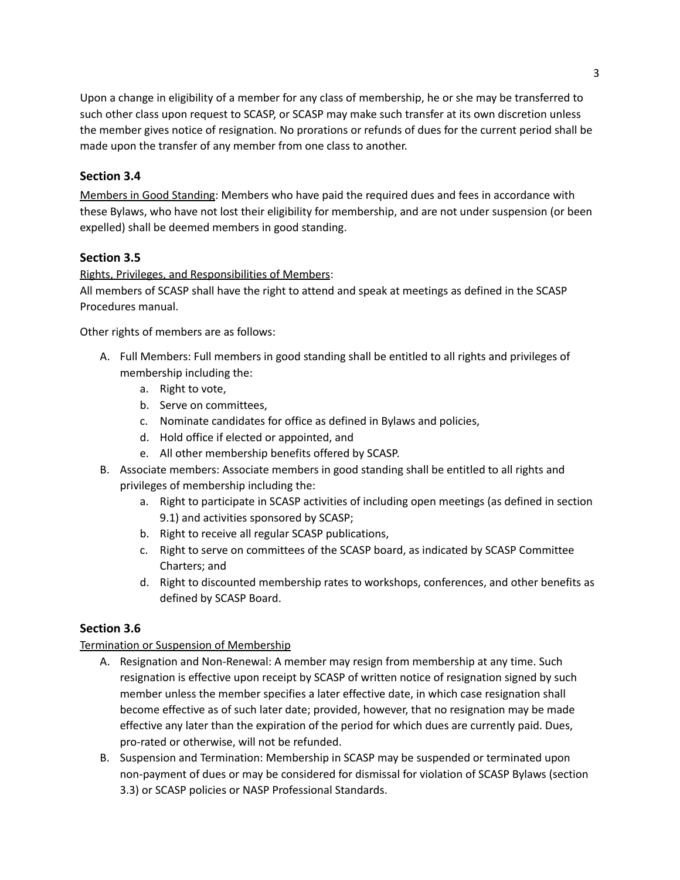Upon a change in eligibility of a member for any class of membership, he or she may be transferred to such other class upon request to SCASP, or SCASP may make such transfer at its own discretion unless the member gives notice of resignation. No prorations or refunds of dues for the current period shall be made upon the transfer of any member from one class to another.

### Section 3.4

Members in Good Standing: Members who have paid the required dues and fees in accordance with these Bylaws, who have not lost their eligibility for membership, and are not under suspension (or been expelled) shall be deemed members in good standing.

### Section 3.5

Rights, Privileges, and Responsibilities of Members:
All members of SCASP shall have the right to attend and speak at meetings as defined in the SCASP Procedures manual.

Other rights of members are as follows:

A. Full Members: Full members in good standing shall be entitled to all rights and privileges of membership including the:
    a. Right to vote,
    b. Serve on committees,
    c. Nominate candidates for office as defined in Bylaws and policies,
    d. Hold office if elected or appointed, and
    e. All other membership benefits offered by SCASP.
B. Associate members: Associate members in good standing shall be entitled to all rights and privileges of membership including the:
    a. Right to participate in SCASP activities of including open meetings (as defined in section 9.1) and activities sponsored by SCASP;
    b. Right to receive all regular SCASP publications,
    c. Right to serve on committees of the SCASP board, as indicated by SCASP Committee Charters; and
    d. Right to discounted membership rates to workshops, conferences, and other benefits as defined by SCASP Board.

### Section 3.6

Termination or Suspension of Membership

A. Resignation and Non-Renewal: A member may resign from membership at any time. Such resignation is effective upon receipt by SCASP of written notice of resignation signed by such member unless the member specifies a later effective date, in which case resignation shall become effective as of such later date; provided, however, that no resignation may be made effective any later than the expiration of the period for which dues are currently paid. Dues, pro-rated or otherwise, will not be refunded.
B. Suspension and Termination: Membership in SCASP may be suspended or terminated upon non-payment of dues or may be considered for dismissal for violation of SCASP Bylaws (section 3.3) or SCASP policies or NASP Professional Standards.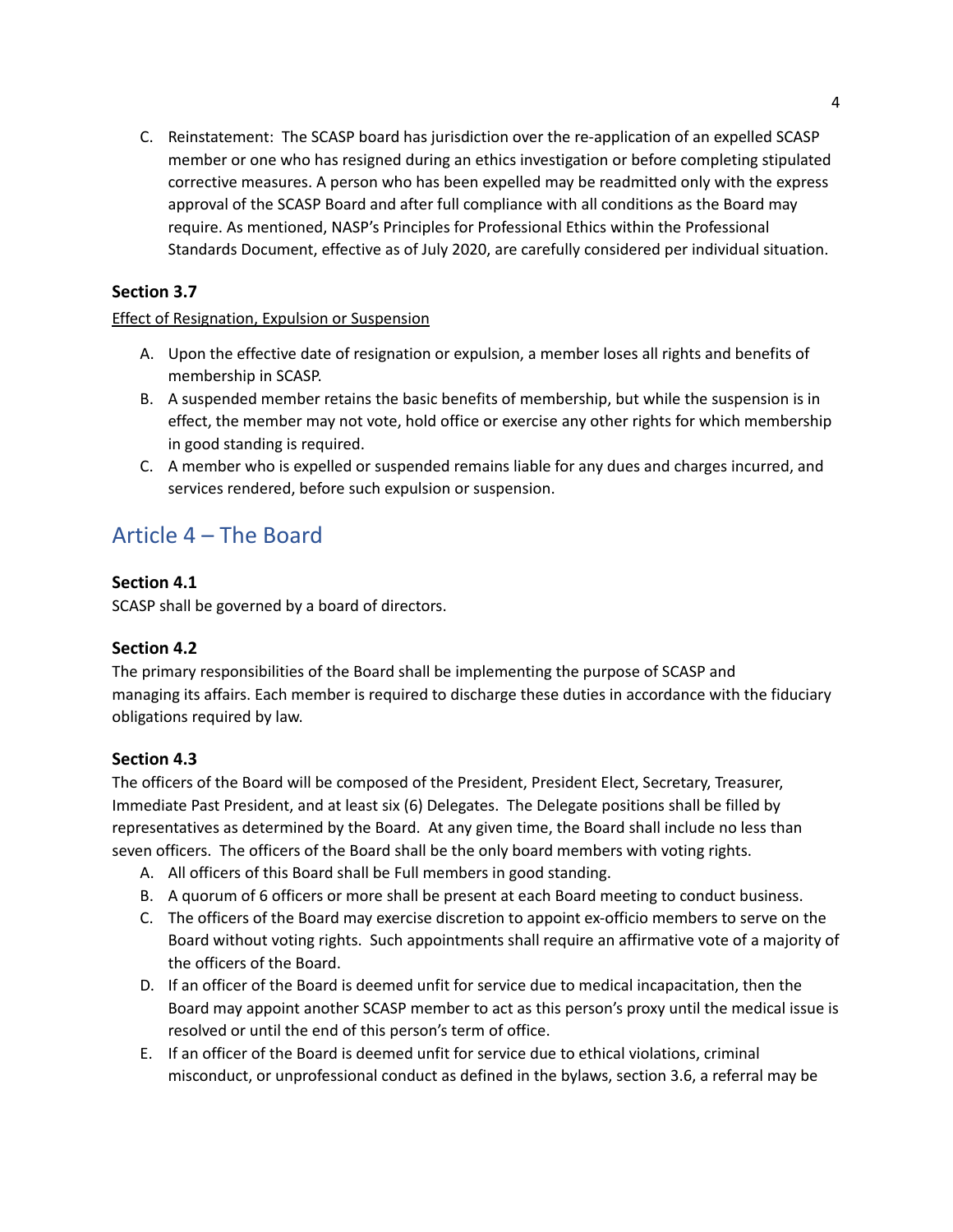C. Reinstatement: The SCASP board has jurisdiction over the re-application of an expelled SCASP member or one who has resigned during an ethics investigation or before completing stipulated corrective measures. A person who has been expelled may be readmitted only with the express approval of the SCASP Board and after full compliance with all conditions as the Board may require. As mentioned, NASP's Principles for Professional Ethics within the Professional Standards Document, effective as of July 2020, are carefully considered per individual situation.

### Section 3.7

Effect of Resignation, Expulsion or Suspension

A. Upon the effective date of resignation or expulsion, a member loses all rights and benefits of membership in SCASP.
B. A suspended member retains the basic benefits of membership, but while the suspension is in effect, the member may not vote, hold office or exercise any other rights for which membership in good standing is required.
C. A member who is expelled or suspended remains liable for any dues and charges incurred, and services rendered, before such expulsion or suspension.

## Article 4 – The Board

### Section 4.1

SCASP shall be governed by a board of directors.

### Section 4.2

The primary responsibilities of the Board shall be implementing the purpose of SCASP and managing its affairs. Each member is required to discharge these duties in accordance with the fiduciary obligations required by law.

### Section 4.3

The officers of the Board will be composed of the President, President Elect, Secretary, Treasurer, Immediate Past President, and at least six (6) Delegates. The Delegate positions shall be filled by representatives as determined by the Board. At any given time, the Board shall include no less than seven officers. The officers of the Board shall be the only board members with voting rights.

A. All officers of this Board shall be Full members in good standing.
B. A quorum of 6 officers or more shall be present at each Board meeting to conduct business.
C. The officers of the Board may exercise discretion to appoint ex-officio members to serve on the Board without voting rights. Such appointments shall require an affirmative vote of a majority of the officers of the Board.
D. If an officer of the Board is deemed unfit for service due to medical incapacitation, then the Board may appoint another SCASP member to act as this person's proxy until the medical issue is resolved or until the end of this person's term of office.
E. If an officer of the Board is deemed unfit for service due to ethical violations, criminal misconduct, or unprofessional conduct as defined in the bylaws, section 3.6, a referral may be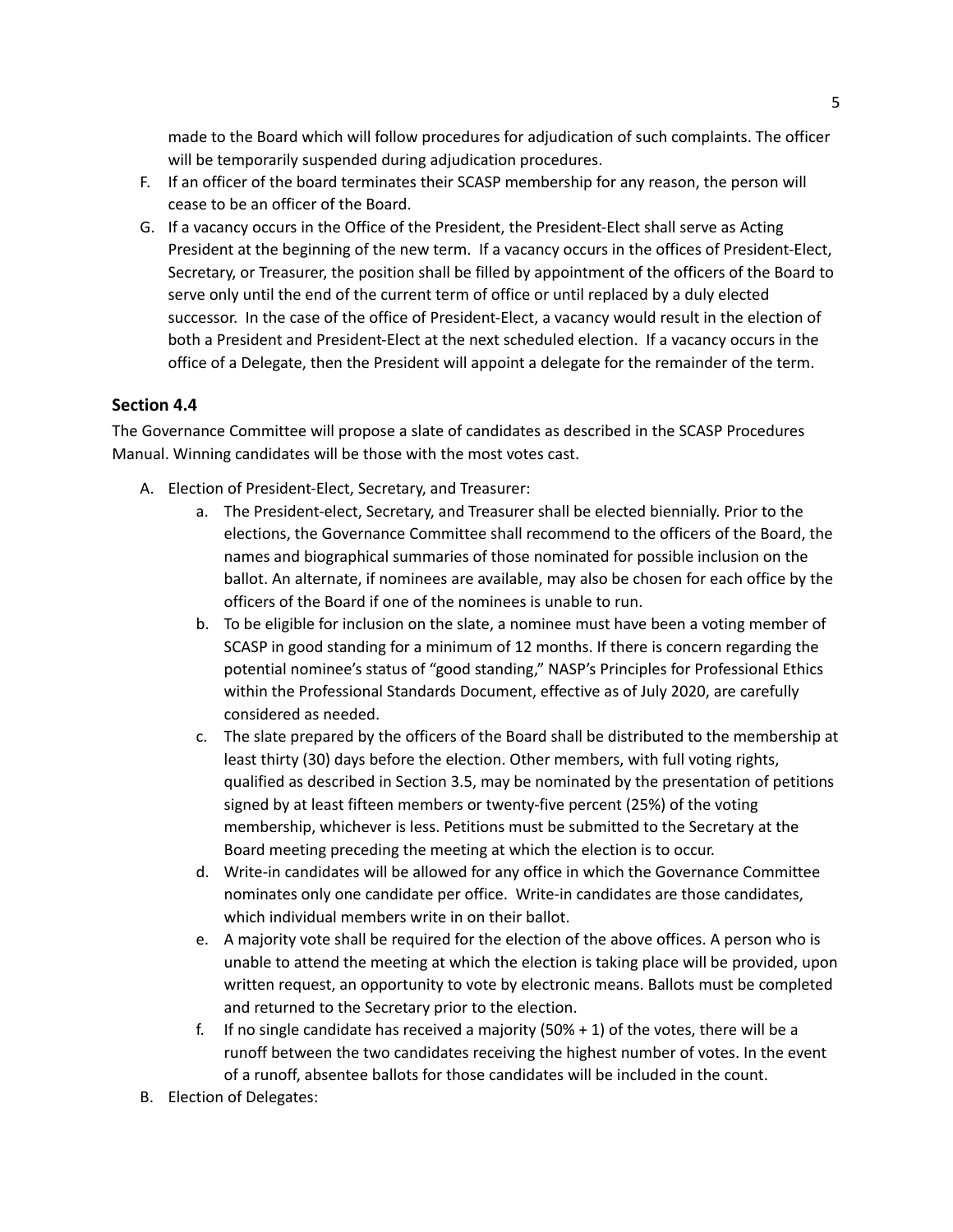made to the Board which will follow procedures for adjudication of such complaints. The officer will be temporarily suspended during adjudication procedures.

F. If an officer of the board terminates their SCASP membership for any reason, the person will cease to be an officer of the Board.

G. If a vacancy occurs in the Office of the President, the President-Elect shall serve as Acting President at the beginning of the new term. If a vacancy occurs in the offices of President-Elect, Secretary, or Treasurer, the position shall be filled by appointment of the officers of the Board to serve only until the end of the current term of office or until replaced by a duly elected successor. In the case of the office of President-Elect, a vacancy would result in the election of both a President and President-Elect at the next scheduled election. If a vacancy occurs in the office of a Delegate, then the President will appoint a delegate for the remainder of the term.

### Section 4.4

The Governance Committee will propose a slate of candidates as described in the SCASP Procedures Manual. Winning candidates will be those with the most votes cast.

A. Election of President-Elect, Secretary, and Treasurer:
   a. The President-elect, Secretary, and Treasurer shall be elected biennially. Prior to the elections, the Governance Committee shall recommend to the officers of the Board, the names and biographical summaries of those nominated for possible inclusion on the ballot. An alternate, if nominees are available, may also be chosen for each office by the officers of the Board if one of the nominees is unable to run.
   b. To be eligible for inclusion on the slate, a nominee must have been a voting member of SCASP in good standing for a minimum of 12 months. If there is concern regarding the potential nominee's status of "good standing," NASP's Principles for Professional Ethics within the Professional Standards Document, effective as of July 2020, are carefully considered as needed.
   c. The slate prepared by the officers of the Board shall be distributed to the membership at least thirty (30) days before the election. Other members, with full voting rights, qualified as described in Section 3.5, may be nominated by the presentation of petitions signed by at least fifteen members or twenty-five percent (25%) of the voting membership, whichever is less. Petitions must be submitted to the Secretary at the Board meeting preceding the meeting at which the election is to occur.
   d. Write-in candidates will be allowed for any office in which the Governance Committee nominates only one candidate per office. Write-in candidates are those candidates, which individual members write in on their ballot.
   e. A majority vote shall be required for the election of the above offices. A person who is unable to attend the meeting at which the election is taking place will be provided, upon written request, an opportunity to vote by electronic means. Ballots must be completed and returned to the Secretary prior to the election.
   f. If no single candidate has received a majority (50% + 1) of the votes, there will be a runoff between the two candidates receiving the highest number of votes. In the event of a runoff, absentee ballots for those candidates will be included in the count.

B. Election of Delegates: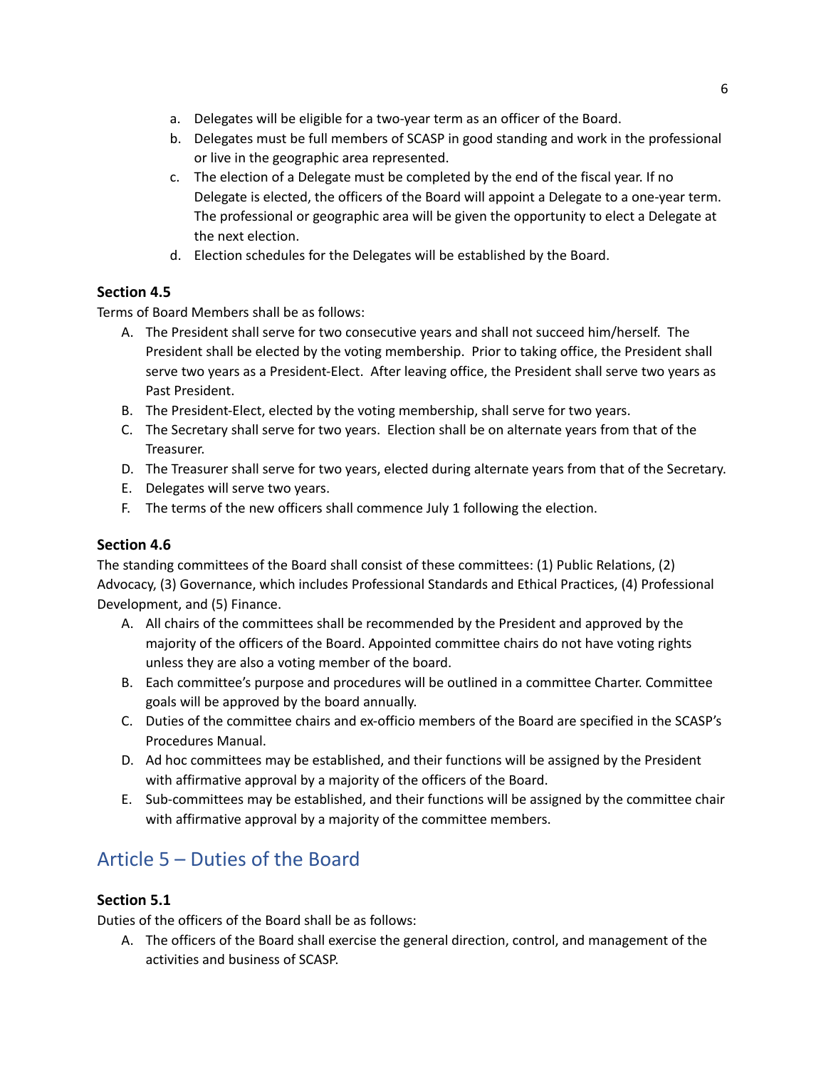a. Delegates will be eligible for a two-year term as an officer of the Board.
b. Delegates must be full members of SCASP in good standing and work in the professional or live in the geographic area represented.
c. The election of a Delegate must be completed by the end of the fiscal year. If no Delegate is elected, the officers of the Board will appoint a Delegate to a one-year term. The professional or geographic area will be given the opportunity to elect a Delegate at the next election.
d. Election schedules for the Delegates will be established by the Board.

**Section 4.5**

Terms of Board Members shall be as follows:

A. The President shall serve for two consecutive years and shall not succeed him/herself. The President shall be elected by the voting membership. Prior to taking office, the President shall serve two years as a President-Elect. After leaving office, the President shall serve two years as Past President.
B. The President-Elect, elected by the voting membership, shall serve for two years.
C. The Secretary shall serve for two years. Election shall be on alternate years from that of the Treasurer.
D. The Treasurer shall serve for two years, elected during alternate years from that of the Secretary.
E. Delegates will serve two years.
F. The terms of the new officers shall commence July 1 following the election.

**Section 4.6**

The standing committees of the Board shall consist of these committees: (1) Public Relations, (2) Advocacy, (3) Governance, which includes Professional Standards and Ethical Practices, (4) Professional Development, and (5) Finance.

A. All chairs of the committees shall be recommended by the President and approved by the majority of the officers of the Board. Appointed committee chairs do not have voting rights unless they are also a voting member of the board.
B. Each committee's purpose and procedures will be outlined in a committee Charter. Committee goals will be approved by the board annually.
C. Duties of the committee chairs and ex-officio members of the Board are specified in the SCASP's Procedures Manual.
D. Ad hoc committees may be established, and their functions will be assigned by the President with affirmative approval by a majority of the officers of the Board.
E. Sub-committees may be established, and their functions will be assigned by the committee chair with affirmative approval by a majority of the committee members.

## Article 5 – Duties of the Board

**Section 5.1**

Duties of the officers of the Board shall be as follows:

A. The officers of the Board shall exercise the general direction, control, and management of the activities and business of SCASP.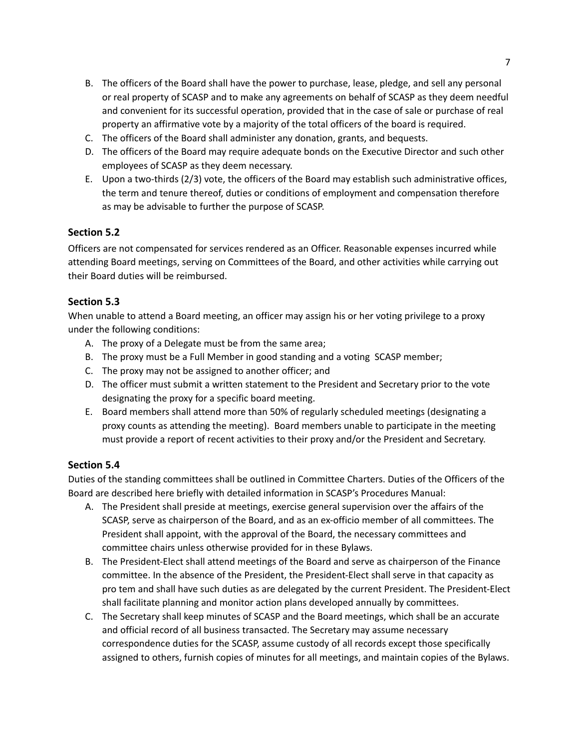B. The officers of the Board shall have the power to purchase, lease, pledge, and sell any personal or real property of SCASP and to make any agreements on behalf of SCASP as they deem needful and convenient for its successful operation, provided that in the case of sale or purchase of real property an affirmative vote by a majority of the total officers of the board is required.
C. The officers of the Board shall administer any donation, grants, and bequests.
D. The officers of the Board may require adequate bonds on the Executive Director and such other employees of SCASP as they deem necessary.
E. Upon a two-thirds (2/3) vote, the officers of the Board may establish such administrative offices, the term and tenure thereof, duties or conditions of employment and compensation therefore as may be advisable to further the purpose of SCASP.

### Section 5.2

Officers are not compensated for services rendered as an Officer. Reasonable expenses incurred while attending Board meetings, serving on Committees of the Board, and other activities while carrying out their Board duties will be reimbursed.

### Section 5.3

When unable to attend a Board meeting, an officer may assign his or her voting privilege to a proxy under the following conditions:

A. The proxy of a Delegate must be from the same area;
B. The proxy must be a Full Member in good standing and a voting SCASP member;
C. The proxy may not be assigned to another officer; and
D. The officer must submit a written statement to the President and Secretary prior to the vote designating the proxy for a specific board meeting.
E. Board members shall attend more than 50% of regularly scheduled meetings (designating a proxy counts as attending the meeting). Board members unable to participate in the meeting must provide a report of recent activities to their proxy and/or the President and Secretary.

### Section 5.4

Duties of the standing committees shall be outlined in Committee Charters. Duties of the Officers of the Board are described here briefly with detailed information in SCASP's Procedures Manual:

A. The President shall preside at meetings, exercise general supervision over the affairs of the SCASP, serve as chairperson of the Board, and as an ex-officio member of all committees. The President shall appoint, with the approval of the Board, the necessary committees and committee chairs unless otherwise provided for in these Bylaws.
B. The President-Elect shall attend meetings of the Board and serve as chairperson of the Finance committee. In the absence of the President, the President-Elect shall serve in that capacity as pro tem and shall have such duties as are delegated by the current President. The President-Elect shall facilitate planning and monitor action plans developed annually by committees.
C. The Secretary shall keep minutes of SCASP and the Board meetings, which shall be an accurate and official record of all business transacted. The Secretary may assume necessary correspondence duties for the SCASP, assume custody of all records except those specifically assigned to others, furnish copies of minutes for all meetings, and maintain copies of the Bylaws.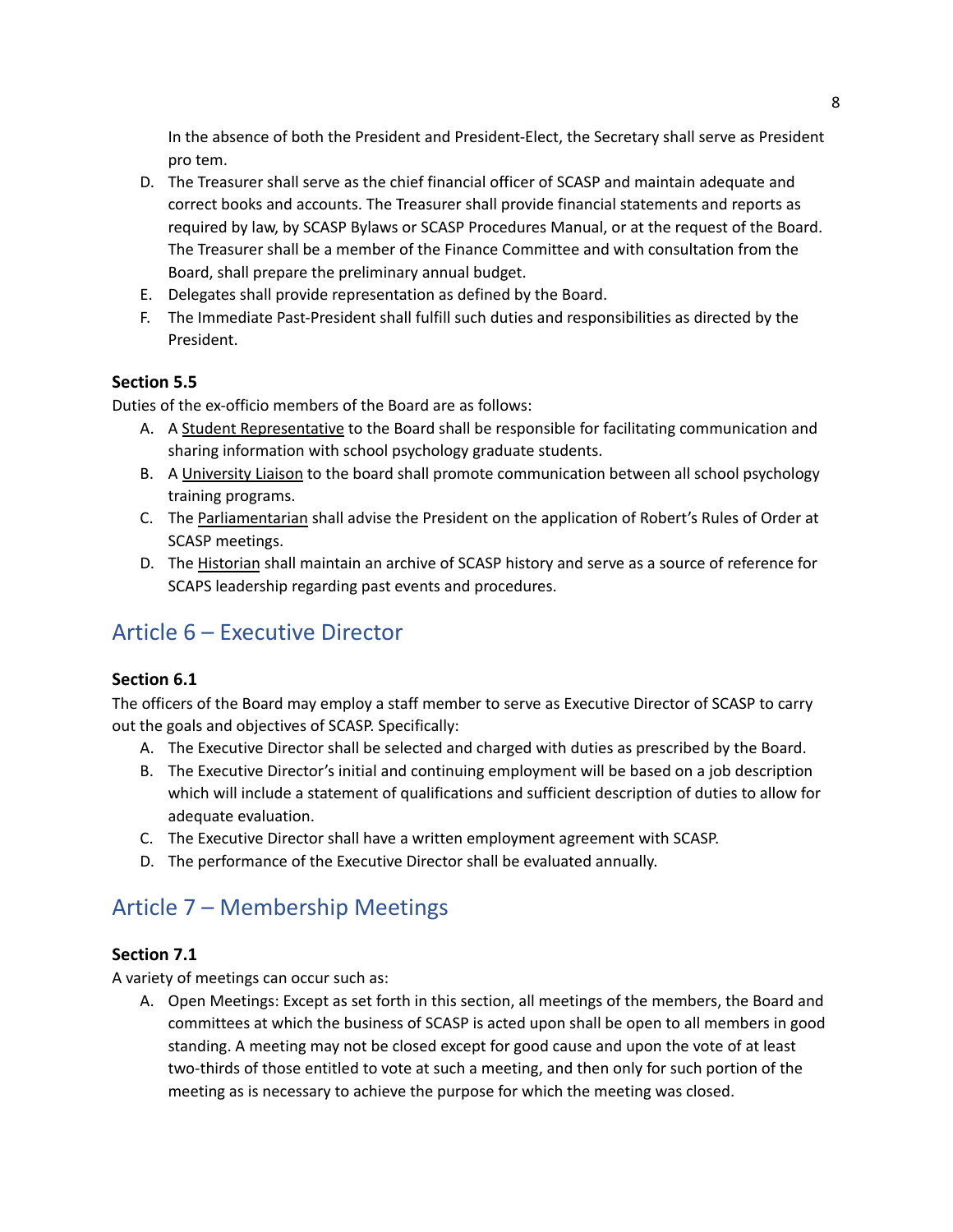In the absence of both the President and President-Elect, the Secretary shall serve as President pro tem.

D. The Treasurer shall serve as the chief financial officer of SCASP and maintain adequate and correct books and accounts. The Treasurer shall provide financial statements and reports as required by law, by SCASP Bylaws or SCASP Procedures Manual, or at the request of the Board. The Treasurer shall be a member of the Finance Committee and with consultation from the Board, shall prepare the preliminary annual budget.
E. Delegates shall provide representation as defined by the Board.
F. The Immediate Past-President shall fulfill such duties and responsibilities as directed by the President.

**Section 5.5**

Duties of the ex-officio members of the Board are as follows:

A. A <u>Student Representative</u> to the Board shall be responsible for facilitating communication and sharing information with school psychology graduate students.
B. A <u>University Liaison</u> to the board shall promote communication between all school psychology training programs.
C. The <u>Parliamentarian</u> shall advise the President on the application of Robert's Rules of Order at SCASP meetings.
D. The <u>Historian</u> shall maintain an archive of SCASP history and serve as a source of reference for SCAPS leadership regarding past events and procedures.

## Article 6 – Executive Director

**Section 6.1**

The officers of the Board may employ a staff member to serve as Executive Director of SCASP to carry out the goals and objectives of SCASP. Specifically:

A. The Executive Director shall be selected and charged with duties as prescribed by the Board.
B. The Executive Director's initial and continuing employment will be based on a job description which will include a statement of qualifications and sufficient description of duties to allow for adequate evaluation.
C. The Executive Director shall have a written employment agreement with SCASP.
D. The performance of the Executive Director shall be evaluated annually.

## Article 7 – Membership Meetings

**Section 7.1**

A variety of meetings can occur such as:

A. Open Meetings: Except as set forth in this section, all meetings of the members, the Board and committees at which the business of SCASP is acted upon shall be open to all members in good standing. A meeting may not be closed except for good cause and upon the vote of at least two-thirds of those entitled to vote at such a meeting, and then only for such portion of the meeting as is necessary to achieve the purpose for which the meeting was closed.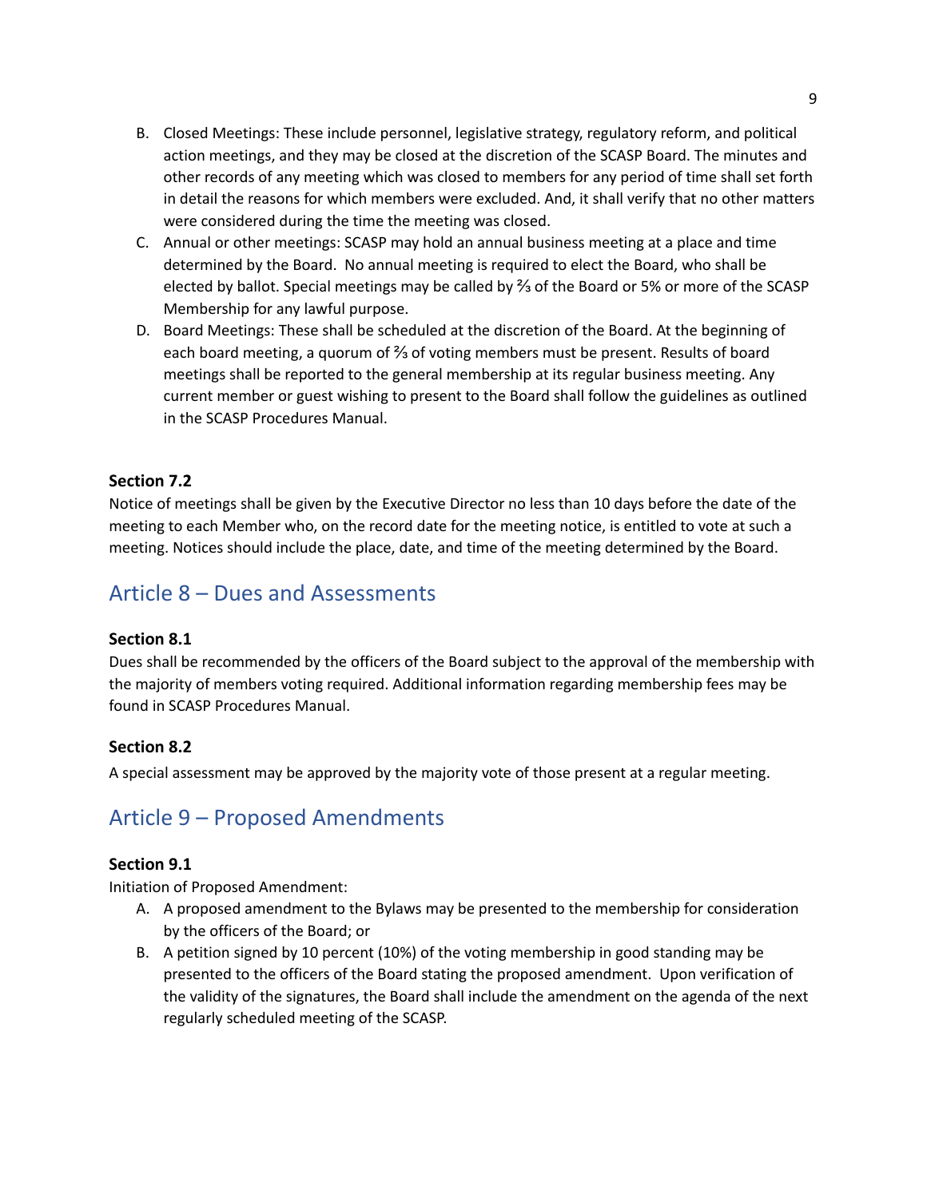B. Closed Meetings: These include personnel, legislative strategy, regulatory reform, and political action meetings, and they may be closed at the discretion of the SCASP Board. The minutes and other records of any meeting which was closed to members for any period of time shall set forth in detail the reasons for which members were excluded. And, it shall verify that no other matters were considered during the time the meeting was closed.

C. Annual or other meetings: SCASP may hold an annual business meeting at a place and time determined by the Board. No annual meeting is required to elect the Board, who shall be elected by ballot. Special meetings may be called by ⅔ of the Board or 5% or more of the SCASP Membership for any lawful purpose.

D. Board Meetings: These shall be scheduled at the discretion of the Board. At the beginning of each board meeting, a quorum of ⅔ of voting members must be present. Results of board meetings shall be reported to the general membership at its regular business meeting. Any current member or guest wishing to present to the Board shall follow the guidelines as outlined in the SCASP Procedures Manual.

**Section 7.2**

Notice of meetings shall be given by the Executive Director no less than 10 days before the date of the meeting to each Member who, on the record date for the meeting notice, is entitled to vote at such a meeting. Notices should include the place, date, and time of the meeting determined by the Board.

## Article 8 – Dues and Assessments

**Section 8.1**

Dues shall be recommended by the officers of the Board subject to the approval of the membership with the majority of members voting required. Additional information regarding membership fees may be found in SCASP Procedures Manual.

**Section 8.2**

A special assessment may be approved by the majority vote of those present at a regular meeting.

## Article 9 – Proposed Amendments

**Section 9.1**

Initiation of Proposed Amendment:

A. A proposed amendment to the Bylaws may be presented to the membership for consideration by the officers of the Board; or

B. A petition signed by 10 percent (10%) of the voting membership in good standing may be presented to the officers of the Board stating the proposed amendment. Upon verification of the validity of the signatures, the Board shall include the amendment on the agenda of the next regularly scheduled meeting of the SCASP.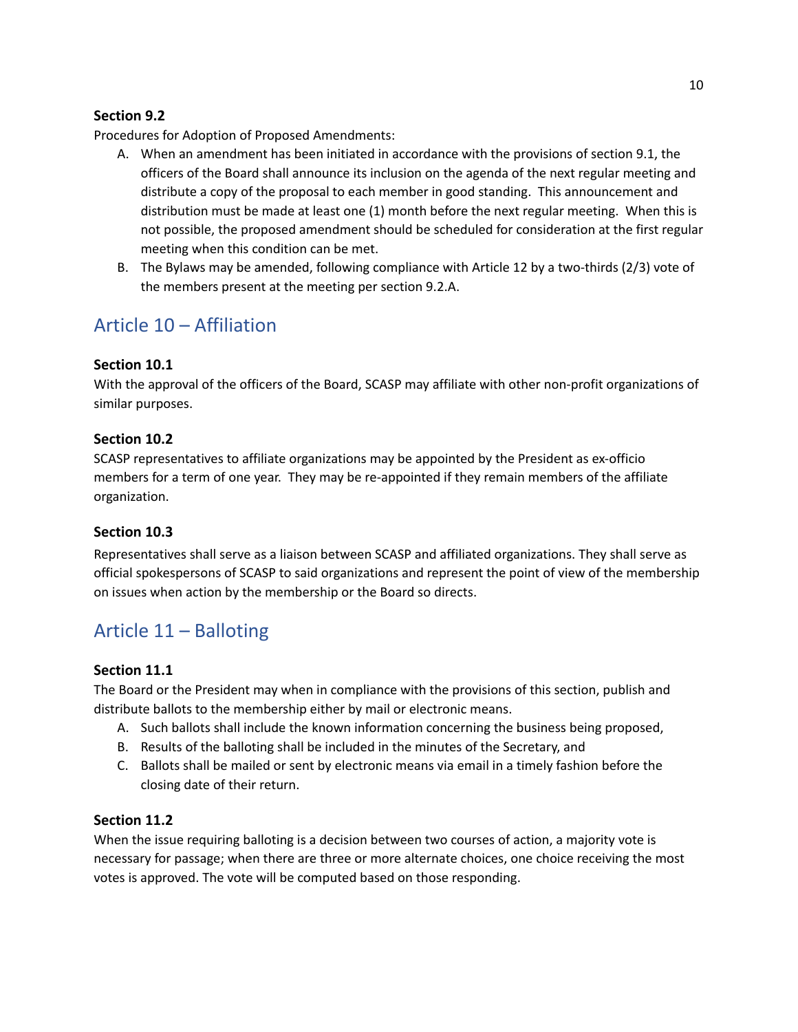### Section 9.2

Procedures for Adoption of Proposed Amendments:

A. When an amendment has been initiated in accordance with the provisions of section 9.1, the officers of the Board shall announce its inclusion on the agenda of the next regular meeting and distribute a copy of the proposal to each member in good standing. This announcement and distribution must be made at least one (1) month before the next regular meeting. When this is not possible, the proposed amendment should be scheduled for consideration at the first regular meeting when this condition can be met.
B. The Bylaws may be amended, following compliance with Article 12 by a two-thirds (2/3) vote of the members present at the meeting per section 9.2.A.

## Article 10 – Affiliation

### Section 10.1

With the approval of the officers of the Board, SCASP may affiliate with other non-profit organizations of similar purposes.

### Section 10.2

SCASP representatives to affiliate organizations may be appointed by the President as ex-officio members for a term of one year. They may be re-appointed if they remain members of the affiliate organization.

### Section 10.3

Representatives shall serve as a liaison between SCASP and affiliated organizations. They shall serve as official spokespersons of SCASP to said organizations and represent the point of view of the membership on issues when action by the membership or the Board so directs.

## Article 11 – Balloting

### Section 11.1

The Board or the President may when in compliance with the provisions of this section, publish and distribute ballots to the membership either by mail or electronic means.

A. Such ballots shall include the known information concerning the business being proposed,
B. Results of the balloting shall be included in the minutes of the Secretary, and
C. Ballots shall be mailed or sent by electronic means via email in a timely fashion before the closing date of their return.

### Section 11.2

When the issue requiring balloting is a decision between two courses of action, a majority vote is necessary for passage; when there are three or more alternate choices, one choice receiving the most votes is approved. The vote will be computed based on those responding.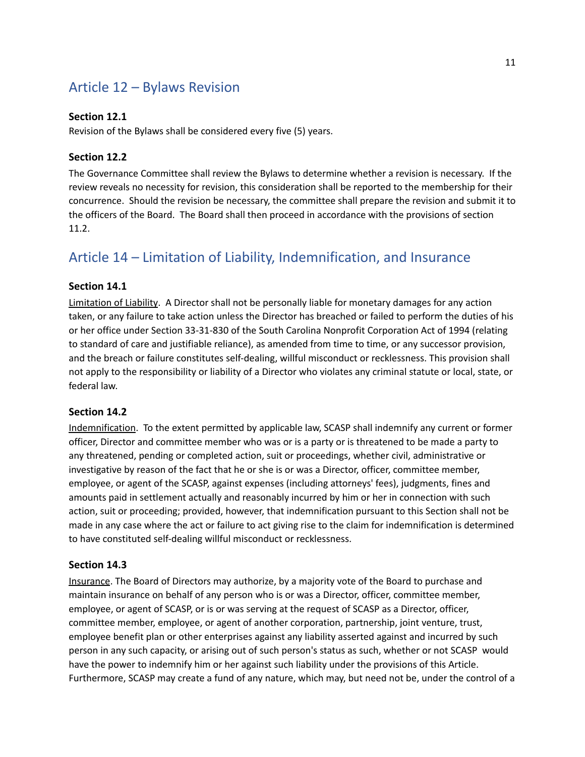## Article 12 – Bylaws Revision

### Section 12.1

Revision of the Bylaws shall be considered every five (5) years.

### Section 12.2

The Governance Committee shall review the Bylaws to determine whether a revision is necessary. If the review reveals no necessity for revision, this consideration shall be reported to the membership for their concurrence. Should the revision be necessary, the committee shall prepare the revision and submit it to the officers of the Board. The Board shall then proceed in accordance with the provisions of section 11.2.

## Article 14 – Limitation of Liability, Indemnification, and Insurance

### Section 14.1

Limitation of Liability. A Director shall not be personally liable for monetary damages for any action taken, or any failure to take action unless the Director has breached or failed to perform the duties of his or her office under Section 33-31-830 of the South Carolina Nonprofit Corporation Act of 1994 (relating to standard of care and justifiable reliance), as amended from time to time, or any successor provision, and the breach or failure constitutes self-dealing, willful misconduct or recklessness. This provision shall not apply to the responsibility or liability of a Director who violates any criminal statute or local, state, or federal law.

### Section 14.2

Indemnification. To the extent permitted by applicable law, SCASP shall indemnify any current or former officer, Director and committee member who was or is a party or is threatened to be made a party to any threatened, pending or completed action, suit or proceedings, whether civil, administrative or investigative by reason of the fact that he or she is or was a Director, officer, committee member, employee, or agent of the SCASP, against expenses (including attorneys' fees), judgments, fines and amounts paid in settlement actually and reasonably incurred by him or her in connection with such action, suit or proceeding; provided, however, that indemnification pursuant to this Section shall not be made in any case where the act or failure to act giving rise to the claim for indemnification is determined to have constituted self-dealing willful misconduct or recklessness.

### Section 14.3

Insurance. The Board of Directors may authorize, by a majority vote of the Board to purchase and maintain insurance on behalf of any person who is or was a Director, officer, committee member, employee, or agent of SCASP, or is or was serving at the request of SCASP as a Director, officer, committee member, employee, or agent of another corporation, partnership, joint venture, trust, employee benefit plan or other enterprises against any liability asserted against and incurred by such person in any such capacity, or arising out of such person's status as such, whether or not SCASP would have the power to indemnify him or her against such liability under the provisions of this Article. Furthermore, SCASP may create a fund of any nature, which may, but need not be, under the control of a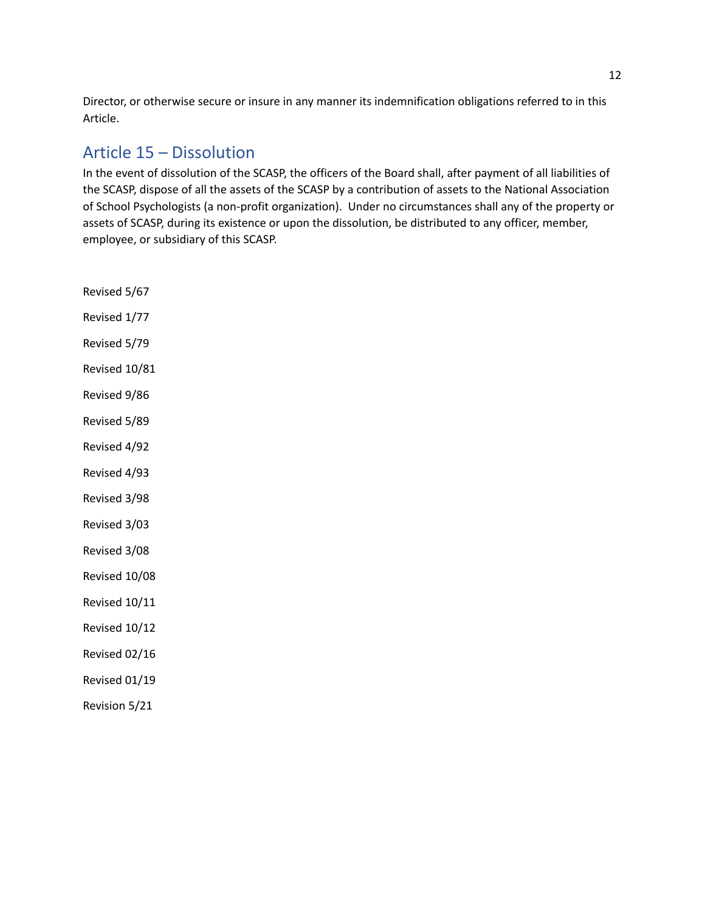Director, or otherwise secure or insure in any manner its indemnification obligations referred to in this Article.

## Article 15 – Dissolution

In the event of dissolution of the SCASP, the officers of the Board shall, after payment of all liabilities of the SCASP, dispose of all the assets of the SCASP by a contribution of assets to the National Association of School Psychologists (a non-profit organization). Under no circumstances shall any of the property or assets of SCASP, during its existence or upon the dissolution, be distributed to any officer, member, employee, or subsidiary of this SCASP.

Revised 5/67

Revised 1/77

Revised 5/79

Revised 10/81

Revised 9/86

Revised 5/89

Revised 4/92

Revised 4/93

Revised 3/98

Revised 3/03

Revised 3/08

Revised 10/08

Revised 10/11

Revised 10/12

Revised 02/16

Revised 01/19

Revision 5/21